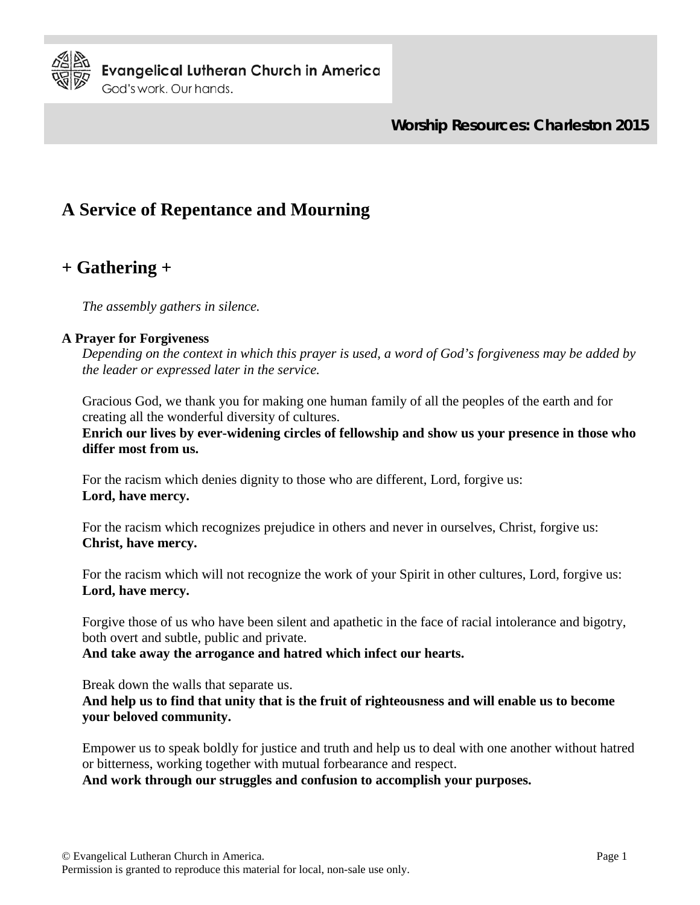Evangelical Lutheran Church in America
God's work. Our hands.

**Worship Resources: Charleston 2015**

# A Service of Repentance and Mourning

## + Gathering +

*The assembly gathers in silence.*

**A Prayer for Forgiveness**

*Depending on the context in which this prayer is used, a word of God's forgiveness may be added by the leader or expressed later in the service.*

Gracious God, we thank you for making one human family of all the peoples of the earth and for creating all the wonderful diversity of cultures.
**Enrich our lives by ever-widening circles of fellowship and show us your presence in those who differ most from us.**

For the racism which denies dignity to those who are different, Lord, forgive us:
**Lord, have mercy.**

For the racism which recognizes prejudice in others and never in ourselves, Christ, forgive us:
**Christ, have mercy.**

For the racism which will not recognize the work of your Spirit in other cultures, Lord, forgive us:
**Lord, have mercy.**

Forgive those of us who have been silent and apathetic in the face of racial intolerance and bigotry, both overt and subtle, public and private.
**And take away the arrogance and hatred which infect our hearts.**

Break down the walls that separate us.
**And help us to find that unity that is the fruit of righteousness and will enable us to become your beloved community.**

Empower us to speak boldly for justice and truth and help us to deal with one another without hatred or bitterness, working together with mutual forbearance and respect.
**And work through our struggles and confusion to accomplish your purposes.**

© Evangelical Lutheran Church in America.
Permission is granted to reproduce this material for local, non-sale use only.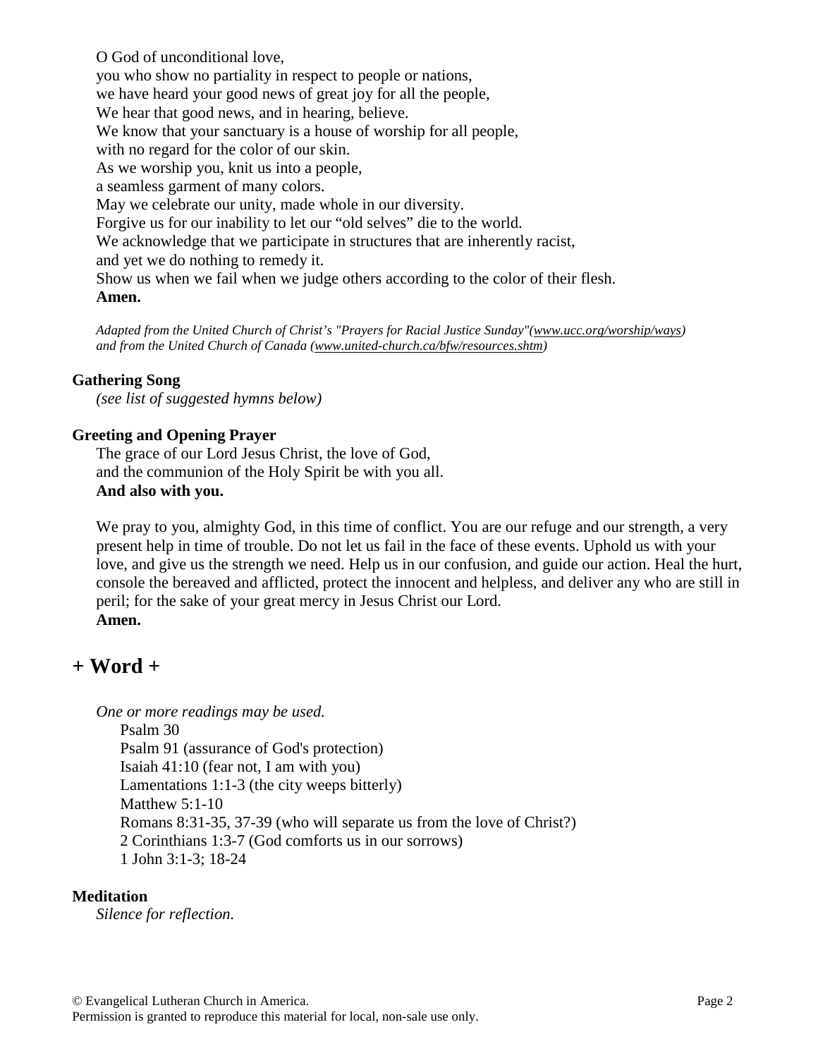O God of unconditional love,  
you who show no partiality in respect to people or nations,  
we have heard your good news of great joy for all the people,  
We hear that good news, and in hearing, believe.  
We know that your sanctuary is a house of worship for all people,  
with no regard for the color of our skin.  
As we worship you, knit us into a people,  
a seamless garment of many colors.  
May we celebrate our unity, made whole in our diversity.  
Forgive us for our inability to let our "old selves" die to the world.  
We acknowledge that we participate in structures that are inherently racist,  
and yet we do nothing to remedy it.  
Show us when we fail when we judge others according to the color of their flesh.  
**Amen.**

*Adapted from the United Church of Christ's "Prayers for Racial Justice Sunday"(www.ucc.org/worship/ways) and from the United Church of Canada (www.united-church.ca/bfw/resources.shtm)*

**Gathering Song**  
*(see list of suggested hymns below)*

**Greeting and Opening Prayer**  
The grace of our Lord Jesus Christ, the love of God,  
and the communion of the Holy Spirit be with you all.  
**And also with you.**

We pray to you, almighty God, in this time of conflict. You are our refuge and our strength, a very present help in time of trouble. Do not let us fail in the face of these events. Uphold us with your love, and give us the strength we need. Help us in our confusion, and guide our action. Heal the hurt, console the bereaved and afflicted, protect the innocent and helpless, and deliver any who are still in peril; for the sake of your great mercy in Jesus Christ our Lord.  
**Amen.**

# + Word +

*One or more readings may be used.*

Psalm 30  
Psalm 91 (assurance of God's protection)  
Isaiah 41:10 (fear not, I am with you)  
Lamentations 1:1-3 (the city weeps bitterly)  
Matthew 5:1-10  
Romans 8:31-35, 37-39 (who will separate us from the love of Christ?)  
2 Corinthians 1:3-7 (God comforts us in our sorrows)  
1 John 3:1-3; 18-24

**Meditation**  
*Silence for reflection.*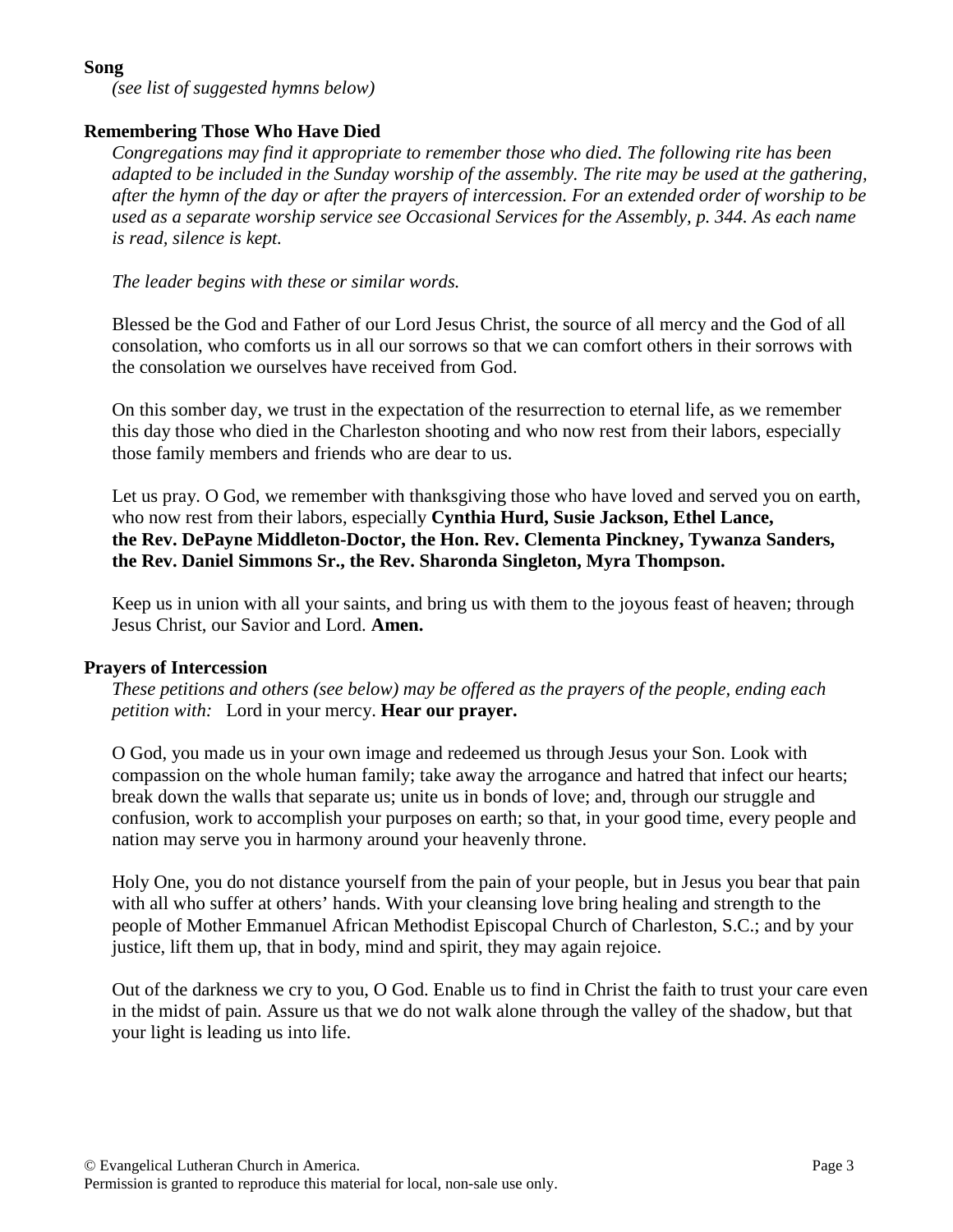**Song**

*(see list of suggested hymns below)*

**Remembering Those Who Have Died**

*Congregations may find it appropriate to remember those who died. The following rite has been adapted to be included in the Sunday worship of the assembly. The rite may be used at the gathering, after the hymn of the day or after the prayers of intercession. For an extended order of worship to be used as a separate worship service see Occasional Services for the Assembly, p. 344. As each name is read, silence is kept.*

*The leader begins with these or similar words.*

Blessed be the God and Father of our Lord Jesus Christ, the source of all mercy and the God of all consolation, who comforts us in all our sorrows so that we can comfort others in their sorrows with the consolation we ourselves have received from God.

On this somber day, we trust in the expectation of the resurrection to eternal life, as we remember this day those who died in the Charleston shooting and who now rest from their labors, especially those family members and friends who are dear to us.

Let us pray. O God, we remember with thanksgiving those who have loved and served you on earth, who now rest from their labors, especially **Cynthia Hurd, Susie Jackson, Ethel Lance, the Rev. DePayne Middleton-Doctor, the Hon. Rev. Clementa Pinckney, Tywanza Sanders, the Rev. Daniel Simmons Sr., the Rev. Sharonda Singleton, Myra Thompson.**

Keep us in union with all your saints, and bring us with them to the joyous feast of heaven; through Jesus Christ, our Savior and Lord. **Amen.**

**Prayers of Intercession**

*These petitions and others (see below) may be offered as the prayers of the people, ending each petition with:* Lord in your mercy. **Hear our prayer.**

O God, you made us in your own image and redeemed us through Jesus your Son. Look with compassion on the whole human family; take away the arrogance and hatred that infect our hearts; break down the walls that separate us; unite us in bonds of love; and, through our struggle and confusion, work to accomplish your purposes on earth; so that, in your good time, every people and nation may serve you in harmony around your heavenly throne.

Holy One, you do not distance yourself from the pain of your people, but in Jesus you bear that pain with all who suffer at others' hands. With your cleansing love bring healing and strength to the people of Mother Emmanuel African Methodist Episcopal Church of Charleston, S.C.; and by your justice, lift them up, that in body, mind and spirit, they may again rejoice.

Out of the darkness we cry to you, O God. Enable us to find in Christ the faith to trust your care even in the midst of pain. Assure us that we do not walk alone through the valley of the shadow, but that your light is leading us into life.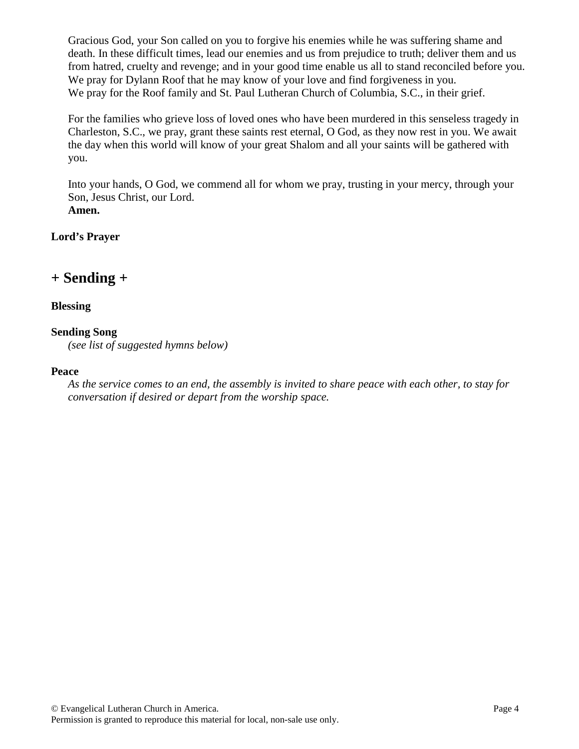Gracious God, your Son called on you to forgive his enemies while he was suffering shame and death. In these difficult times, lead our enemies and us from prejudice to truth; deliver them and us from hatred, cruelty and revenge; and in your good time enable us all to stand reconciled before you. We pray for Dylann Roof that he may know of your love and find forgiveness in you. We pray for the Roof family and St. Paul Lutheran Church of Columbia, S.C., in their grief.

For the families who grieve loss of loved ones who have been murdered in this senseless tragedy in Charleston, S.C., we pray, grant these saints rest eternal, O God, as they now rest in you. We await the day when this world will know of your great Shalom and all your saints will be gathered with you.

Into your hands, O God, we commend all for whom we pray, trusting in your mercy, through your Son, Jesus Christ, our Lord.
**Amen.**

**Lord's Prayer**

## + Sending +

**Blessing**

**Sending Song**
*(see list of suggested hymns below)*

**Peace**
*As the service comes to an end, the assembly is invited to share peace with each other, to stay for conversation if desired or depart from the worship space.*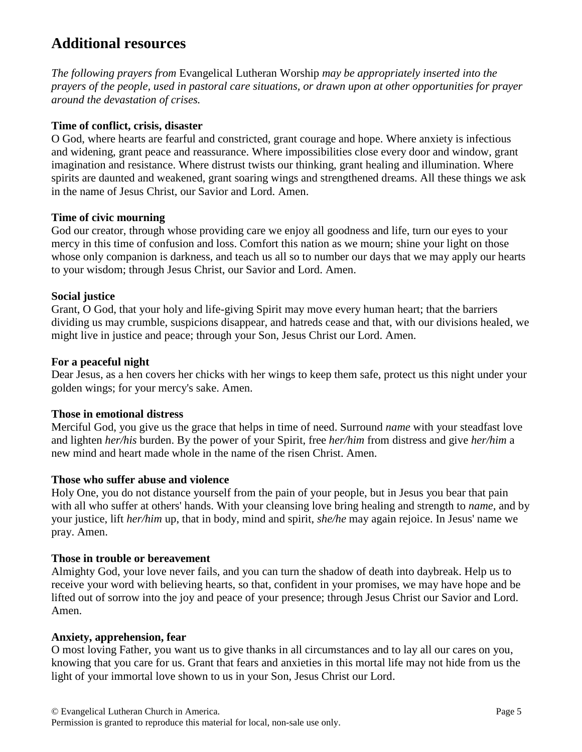# Additional resources

*The following prayers from* Evangelical Lutheran Worship *may be appropriately inserted into the prayers of the people, used in pastoral care situations, or drawn upon at other opportunities for prayer around the devastation of crises.*

**Time of conflict, crisis, disaster**

O God, where hearts are fearful and constricted, grant courage and hope. Where anxiety is infectious and widening, grant peace and reassurance. Where impossibilities close every door and window, grant imagination and resistance. Where distrust twists our thinking, grant healing and illumination. Where spirits are daunted and weakened, grant soaring wings and strengthened dreams. All these things we ask in the name of Jesus Christ, our Savior and Lord. Amen.

**Time of civic mourning**

God our creator, through whose providing care we enjoy all goodness and life, turn our eyes to your mercy in this time of confusion and loss. Comfort this nation as we mourn; shine your light on those whose only companion is darkness, and teach us all so to number our days that we may apply our hearts to your wisdom; through Jesus Christ, our Savior and Lord. Amen.

**Social justice**

Grant, O God, that your holy and life-giving Spirit may move every human heart; that the barriers dividing us may crumble, suspicions disappear, and hatreds cease and that, with our divisions healed, we might live in justice and peace; through your Son, Jesus Christ our Lord. Amen.

**For a peaceful night**

Dear Jesus, as a hen covers her chicks with her wings to keep them safe, protect us this night under your golden wings; for your mercy's sake. Amen.

**Those in emotional distress**

Merciful God, you give us the grace that helps in time of need. Surround *name* with your steadfast love and lighten *her/his* burden. By the power of your Spirit, free *her/him* from distress and give *her/him* a new mind and heart made whole in the name of the risen Christ. Amen.

**Those who suffer abuse and violence**

Holy One, you do not distance yourself from the pain of your people, but in Jesus you bear that pain with all who suffer at others' hands. With your cleansing love bring healing and strength to *name*, and by your justice, lift *her/him* up, that in body, mind and spirit, *she/he* may again rejoice. In Jesus' name we pray. Amen.

**Those in trouble or bereavement**

Almighty God, your love never fails, and you can turn the shadow of death into daybreak. Help us to receive your word with believing hearts, so that, confident in your promises, we may have hope and be lifted out of sorrow into the joy and peace of your presence; through Jesus Christ our Savior and Lord. Amen.

**Anxiety, apprehension, fear**

O most loving Father, you want us to give thanks in all circumstances and to lay all our cares on you, knowing that you care for us. Grant that fears and anxieties in this mortal life may not hide from us the light of your immortal love shown to us in your Son, Jesus Christ our Lord.

© Evangelical Lutheran Church in America.
Permission is granted to reproduce this material for local, non-sale use only.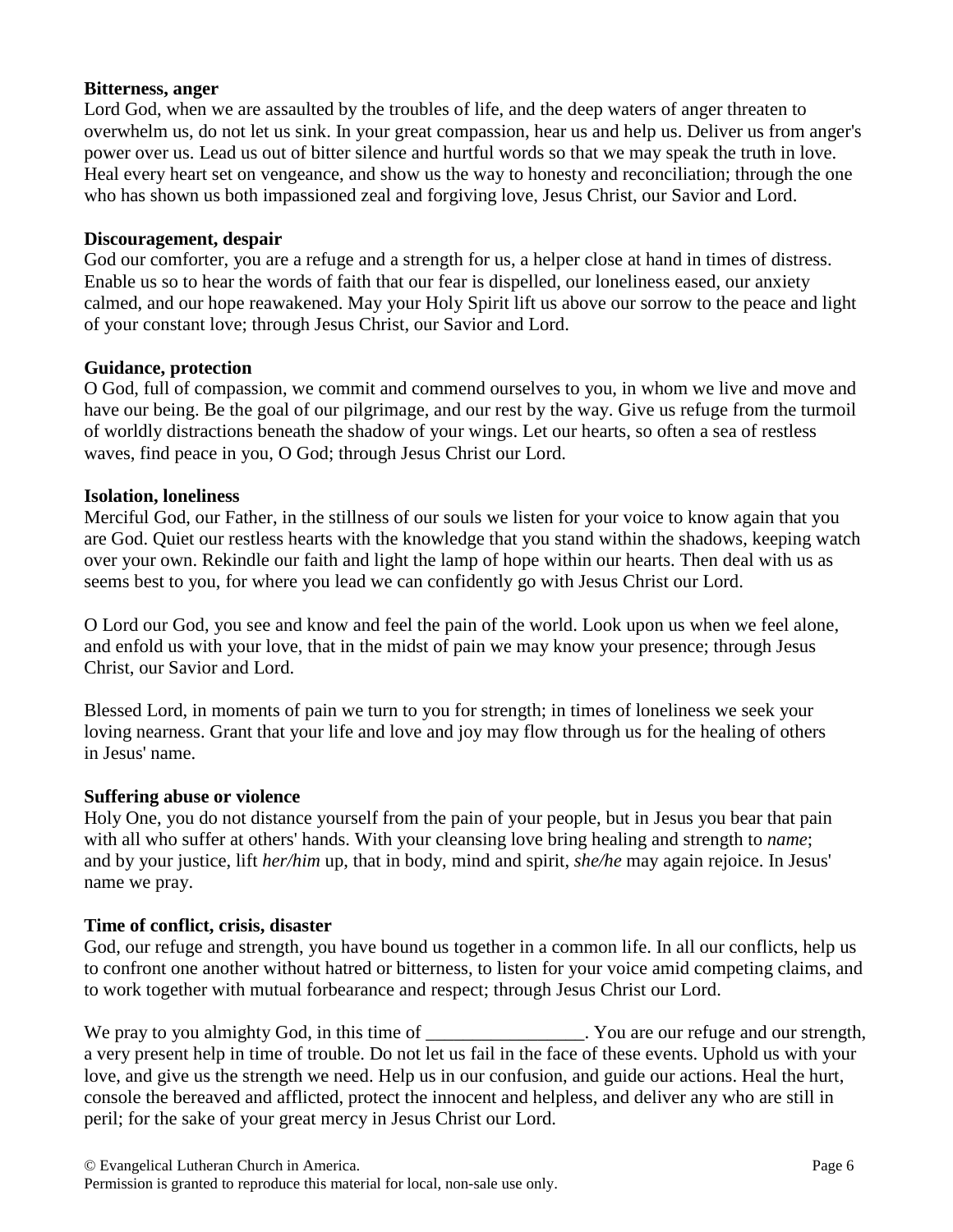**Bitterness, anger**
Lord God, when we are assaulted by the troubles of life, and the deep waters of anger threaten to overwhelm us, do not let us sink. In your great compassion, hear us and help us. Deliver us from anger's power over us. Lead us out of bitter silence and hurtful words so that we may speak the truth in love. Heal every heart set on vengeance, and show us the way to honesty and reconciliation; through the one who has shown us both impassioned zeal and forgiving love, Jesus Christ, our Savior and Lord.

**Discouragement, despair**
God our comforter, you are a refuge and a strength for us, a helper close at hand in times of distress. Enable us so to hear the words of faith that our fear is dispelled, our loneliness eased, our anxiety calmed, and our hope reawakened. May your Holy Spirit lift us above our sorrow to the peace and light of your constant love; through Jesus Christ, our Savior and Lord.

**Guidance, protection**
O God, full of compassion, we commit and commend ourselves to you, in whom we live and move and have our being. Be the goal of our pilgrimage, and our rest by the way. Give us refuge from the turmoil of worldly distractions beneath the shadow of your wings. Let our hearts, so often a sea of restless waves, find peace in you, O God; through Jesus Christ our Lord.

**Isolation, loneliness**
Merciful God, our Father, in the stillness of our souls we listen for your voice to know again that you are God. Quiet our restless hearts with the knowledge that you stand within the shadows, keeping watch over your own. Rekindle our faith and light the lamp of hope within our hearts. Then deal with us as seems best to you, for where you lead we can confidently go with Jesus Christ our Lord.

O Lord our God, you see and know and feel the pain of the world. Look upon us when we feel alone, and enfold us with your love, that in the midst of pain we may know your presence; through Jesus Christ, our Savior and Lord.

Blessed Lord, in moments of pain we turn to you for strength; in times of loneliness we seek your loving nearness. Grant that your life and love and joy may flow through us for the healing of others in Jesus' name.

**Suffering abuse or violence**
Holy One, you do not distance yourself from the pain of your people, but in Jesus you bear that pain with all who suffer at others' hands. With your cleansing love bring healing and strength to *name*; and by your justice, lift *her/him* up, that in body, mind and spirit, *she/he* may again rejoice. In Jesus' name we pray.

**Time of conflict, crisis, disaster**
God, our refuge and strength, you have bound us together in a common life. In all our conflicts, help us to confront one another without hatred or bitterness, to listen for your voice amid competing claims, and to work together with mutual forbearance and respect; through Jesus Christ our Lord.

We pray to you almighty God, in this time of _________________. You are our refuge and our strength, a very present help in time of trouble. Do not let us fail in the face of these events. Uphold us with your love, and give us the strength we need. Help us in our confusion, and guide our actions. Heal the hurt, console the bereaved and afflicted, protect the innocent and helpless, and deliver any who are still in peril; for the sake of your great mercy in Jesus Christ our Lord.

© Evangelical Lutheran Church in America.
Permission is granted to reproduce this material for local, non-sale use only.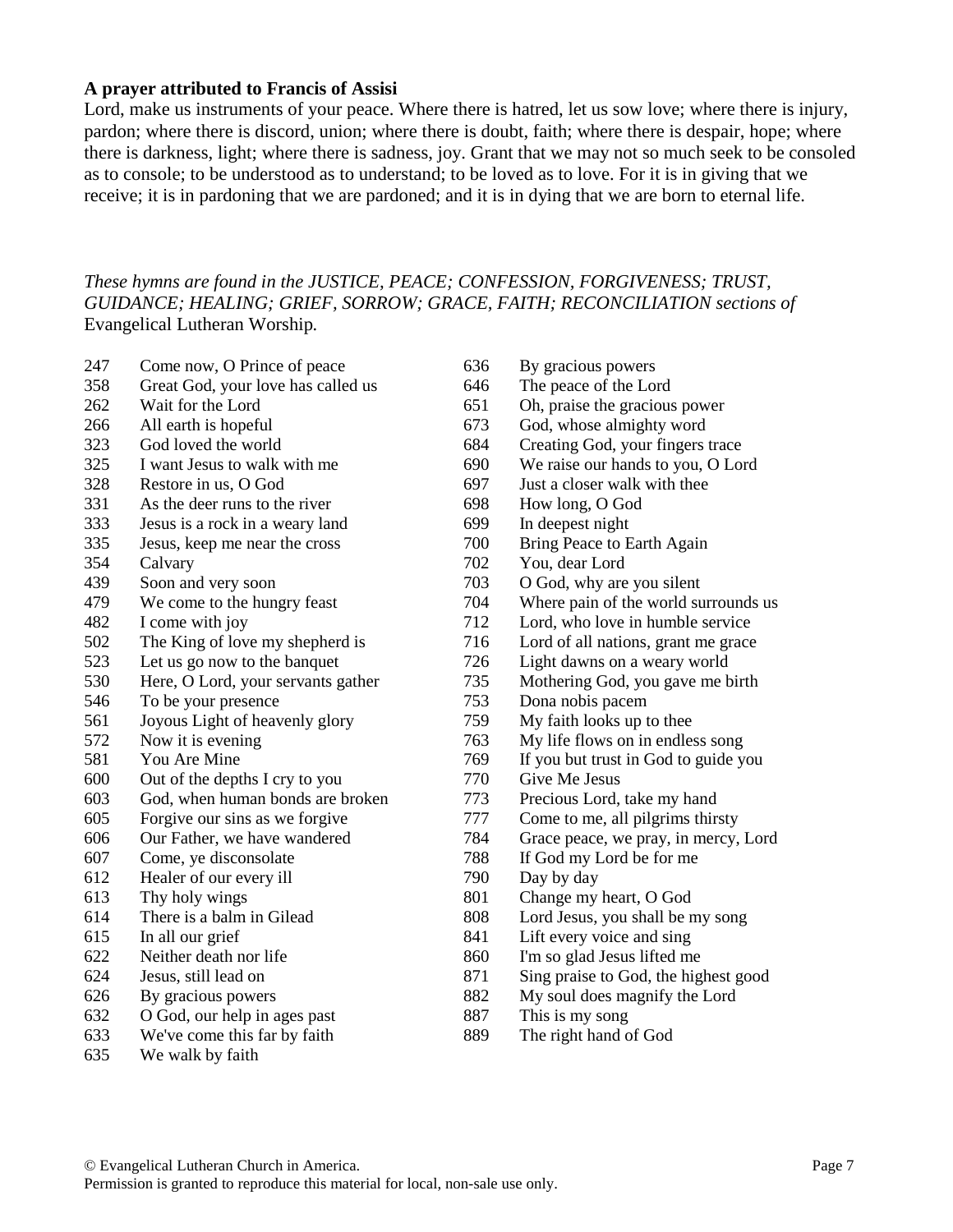**A prayer attributed to Francis of Assisi**

Lord, make us instruments of your peace. Where there is hatred, let us sow love; where there is injury, pardon; where there is discord, union; where there is doubt, faith; where there is despair, hope; where there is darkness, light; where there is sadness, joy. Grant that we may not so much seek to be consoled as to console; to be understood as to understand; to be loved as to love. For it is in giving that we receive; it is in pardoning that we are pardoned; and it is in dying that we are born to eternal life.

*These hymns are found in the JUSTICE, PEACE; CONFESSION, FORGIVENESS; TRUST, GUIDANCE; HEALING; GRIEF, SORROW; GRACE, FAITH; RECONCILIATION sections of* Evangelical Lutheran Worship.

247 Come now, O Prince of peace
358 Great God, your love has called us
262 Wait for the Lord
266 All earth is hopeful
323 God loved the world
325 I want Jesus to walk with me
328 Restore in us, O God
331 As the deer runs to the river
333 Jesus is a rock in a weary land
335 Jesus, keep me near the cross
354 Calvary
439 Soon and very soon
479 We come to the hungry feast
482 I come with joy
502 The King of love my shepherd is
523 Let us go now to the banquet
530 Here, O Lord, your servants gather
546 To be your presence
561 Joyous Light of heavenly glory
572 Now it is evening
581 You Are Mine
600 Out of the depths I cry to you
603 God, when human bonds are broken
605 Forgive our sins as we forgive
606 Our Father, we have wandered
607 Come, ye disconsolate
612 Healer of our every ill
613 Thy holy wings
614 There is a balm in Gilead
615 In all our grief
622 Neither death nor life
624 Jesus, still lead on
626 By gracious powers
632 O God, our help in ages past
633 We've come this far by faith
635 We walk by faith
636 By gracious powers
646 The peace of the Lord
651 Oh, praise the gracious power
673 God, whose almighty word
684 Creating God, your fingers trace
690 We raise our hands to you, O Lord
697 Just a closer walk with thee
698 How long, O God
699 In deepest night
700 Bring Peace to Earth Again
702 You, dear Lord
703 O God, why are you silent
704 Where pain of the world surrounds us
712 Lord, who love in humble service
716 Lord of all nations, grant me grace
726 Light dawns on a weary world
735 Mothering God, you gave me birth
753 Dona nobis pacem
759 My faith looks up to thee
763 My life flows on in endless song
769 If you but trust in God to guide you
770 Give Me Jesus
773 Precious Lord, take my hand
777 Come to me, all pilgrims thirsty
784 Grace peace, we pray, in mercy, Lord
788 If God my Lord be for me
790 Day by day
801 Change my heart, O God
808 Lord Jesus, you shall be my song
841 Lift every voice and sing
860 I'm so glad Jesus lifted me
871 Sing praise to God, the highest good
882 My soul does magnify the Lord
887 This is my song
889 The right hand of God

© Evangelical Lutheran Church in America.
Permission is granted to reproduce this material for local, non-sale use only.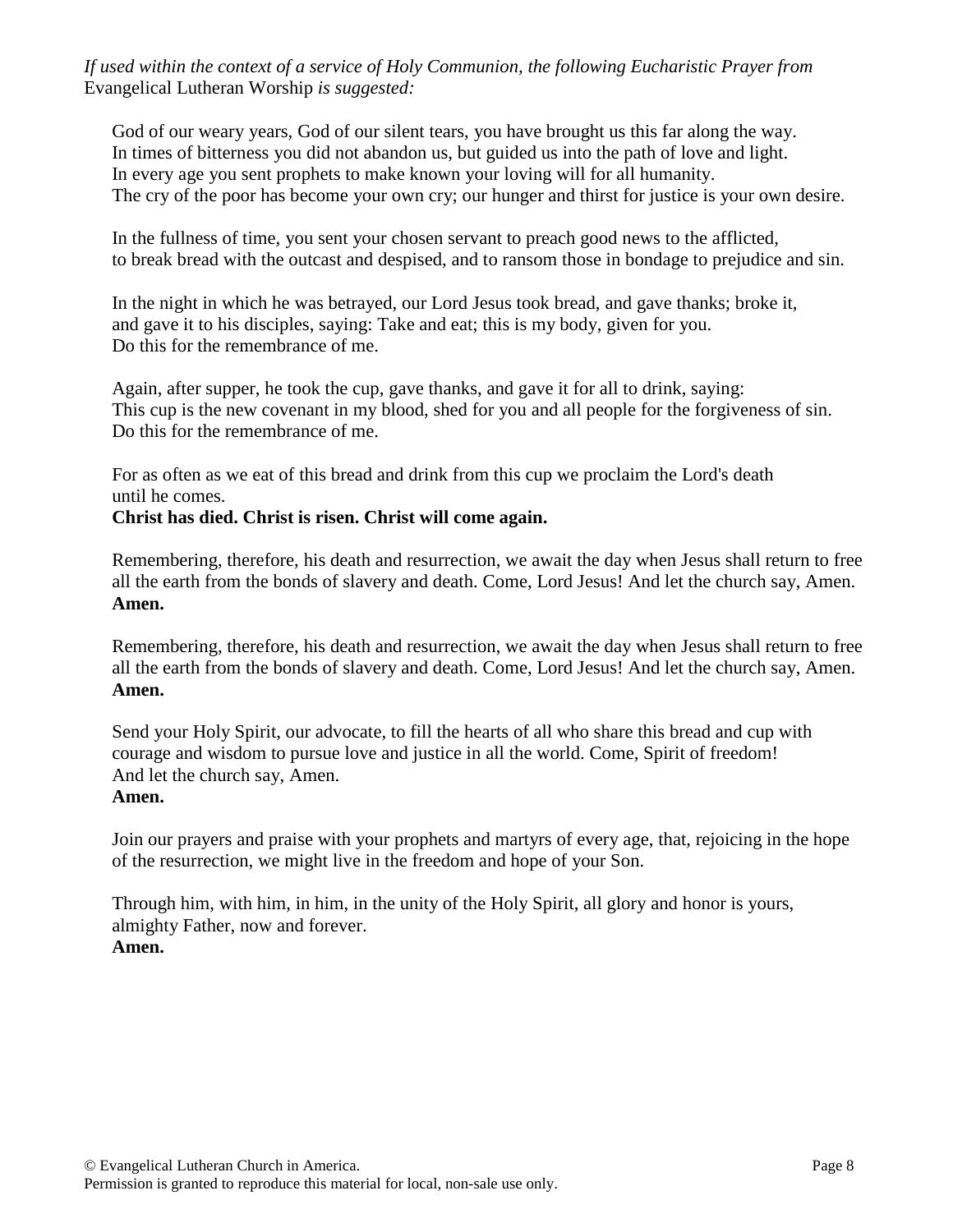*If used within the context of a service of Holy Communion, the following Eucharistic Prayer from* Evangelical Lutheran Worship *is suggested:*

God of our weary years, God of our silent tears, you have brought us this far along the way.
In times of bitterness you did not abandon us, but guided us into the path of love and light.
In every age you sent prophets to make known your loving will for all humanity.
The cry of the poor has become your own cry; our hunger and thirst for justice is your own desire.

In the fullness of time, you sent your chosen servant to preach good news to the afflicted,
to break bread with the outcast and despised, and to ransom those in bondage to prejudice and sin.

In the night in which he was betrayed, our Lord Jesus took bread, and gave thanks; broke it,
and gave it to his disciples, saying: Take and eat; this is my body, given for you.
Do this for the remembrance of me.

Again, after supper, he took the cup, gave thanks, and gave it for all to drink, saying:
This cup is the new covenant in my blood, shed for you and all people for the forgiveness of sin.
Do this for the remembrance of me.

For as often as we eat of this bread and drink from this cup we proclaim the Lord's death
until he comes.
**Christ has died. Christ is risen. Christ will come again.**

Remembering, therefore, his death and resurrection, we await the day when Jesus shall return to free all the earth from the bonds of slavery and death. Come, Lord Jesus! And let the church say, Amen.
**Amen.**

Remembering, therefore, his death and resurrection, we await the day when Jesus shall return to free all the earth from the bonds of slavery and death. Come, Lord Jesus! And let the church say, Amen.
**Amen.**

Send your Holy Spirit, our advocate, to fill the hearts of all who share this bread and cup with courage and wisdom to pursue love and justice in all the world. Come, Spirit of freedom!
And let the church say, Amen.
**Amen.**

Join our prayers and praise with your prophets and martyrs of every age, that, rejoicing in the hope of the resurrection, we might live in the freedom and hope of your Son.

Through him, with him, in him, in the unity of the Holy Spirit, all glory and honor is yours,
almighty Father, now and forever.
**Amen.**

© Evangelical Lutheran Church in America.
Permission is granted to reproduce this material for local, non-sale use only.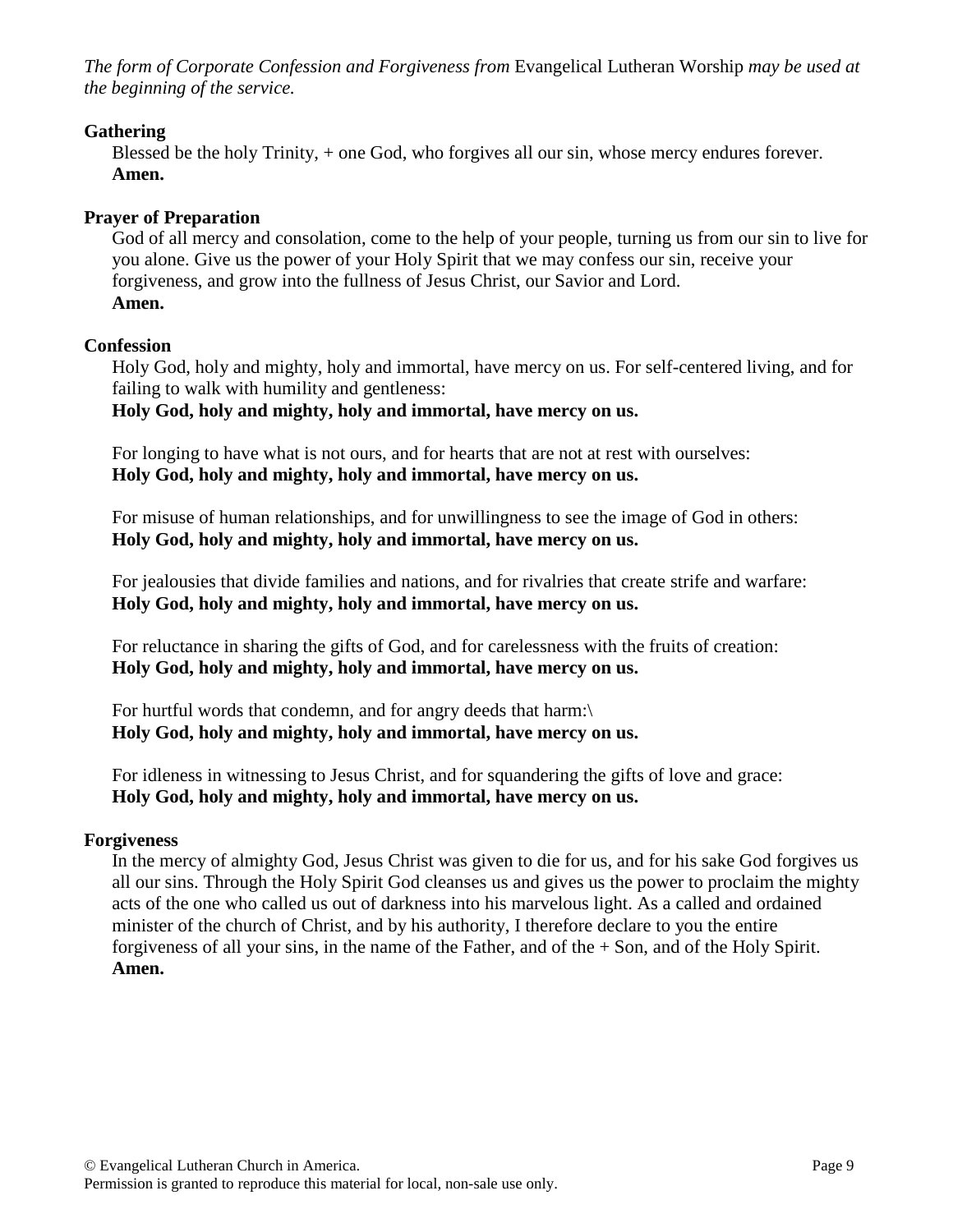*The form of Corporate Confession and Forgiveness from* Evangelical Lutheran Worship *may be used at the beginning of the service.*

**Gathering**

Blessed be the holy Trinity, + one God, who forgives all our sin, whose mercy endures forever.
**Amen.**

**Prayer of Preparation**

God of all mercy and consolation, come to the help of your people, turning us from our sin to live for you alone. Give us the power of your Holy Spirit that we may confess our sin, receive your forgiveness, and grow into the fullness of Jesus Christ, our Savior and Lord.
**Amen.**

**Confession**

Holy God, holy and mighty, holy and immortal, have mercy on us. For self-centered living, and for failing to walk with humility and gentleness:
**Holy God, holy and mighty, holy and immortal, have mercy on us.**

For longing to have what is not ours, and for hearts that are not at rest with ourselves:
**Holy God, holy and mighty, holy and immortal, have mercy on us.**

For misuse of human relationships, and for unwillingness to see the image of God in others:
**Holy God, holy and mighty, holy and immortal, have mercy on us.**

For jealousies that divide families and nations, and for rivalries that create strife and warfare:
**Holy God, holy and mighty, holy and immortal, have mercy on us.**

For reluctance in sharing the gifts of God, and for carelessness with the fruits of creation:
**Holy God, holy and mighty, holy and immortal, have mercy on us.**

For hurtful words that condemn, and for angry deeds that harm:\
**Holy God, holy and mighty, holy and immortal, have mercy on us.**

For idleness in witnessing to Jesus Christ, and for squandering the gifts of love and grace:
**Holy God, holy and mighty, holy and immortal, have mercy on us.**

**Forgiveness**

In the mercy of almighty God, Jesus Christ was given to die for us, and for his sake God forgives us all our sins. Through the Holy Spirit God cleanses us and gives us the power to proclaim the mighty acts of the one who called us out of darkness into his marvelous light. As a called and ordained minister of the church of Christ, and by his authority, I therefore declare to you the entire forgiveness of all your sins, in the name of the Father, and of the + Son, and of the Holy Spirit.
**Amen.**

© Evangelical Lutheran Church in America.
Permission is granted to reproduce this material for local, non-sale use only.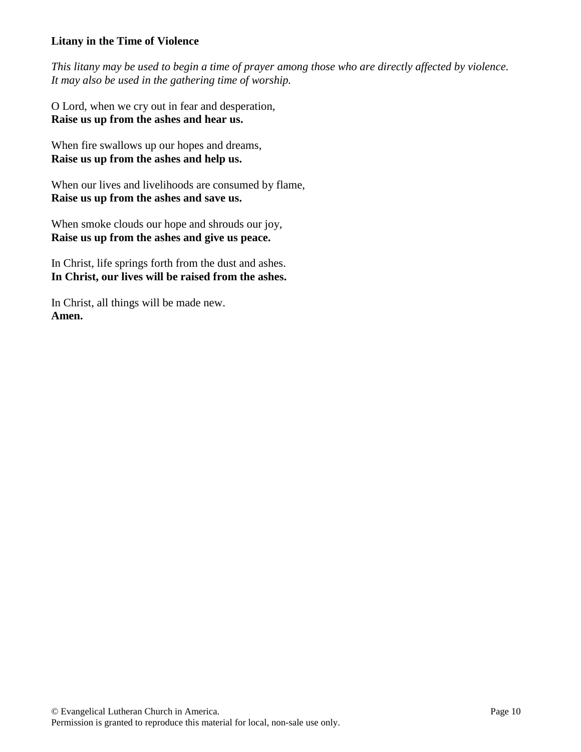**Litany in the Time of Violence**

*This litany may be used to begin a time of prayer among those who are directly affected by violence. It may also be used in the gathering time of worship.*

O Lord, when we cry out in fear and desperation,
**Raise us up from the ashes and hear us.**

When fire swallows up our hopes and dreams,
**Raise us up from the ashes and help us.**

When our lives and livelihoods are consumed by flame,
**Raise us up from the ashes and save us.**

When smoke clouds our hope and shrouds our joy,
**Raise us up from the ashes and give us peace.**

In Christ, life springs forth from the dust and ashes.
**In Christ, our lives will be raised from the ashes.**

In Christ, all things will be made new.
**Amen.**

© Evangelical Lutheran Church in America.
Permission is granted to reproduce this material for local, non-sale use only.